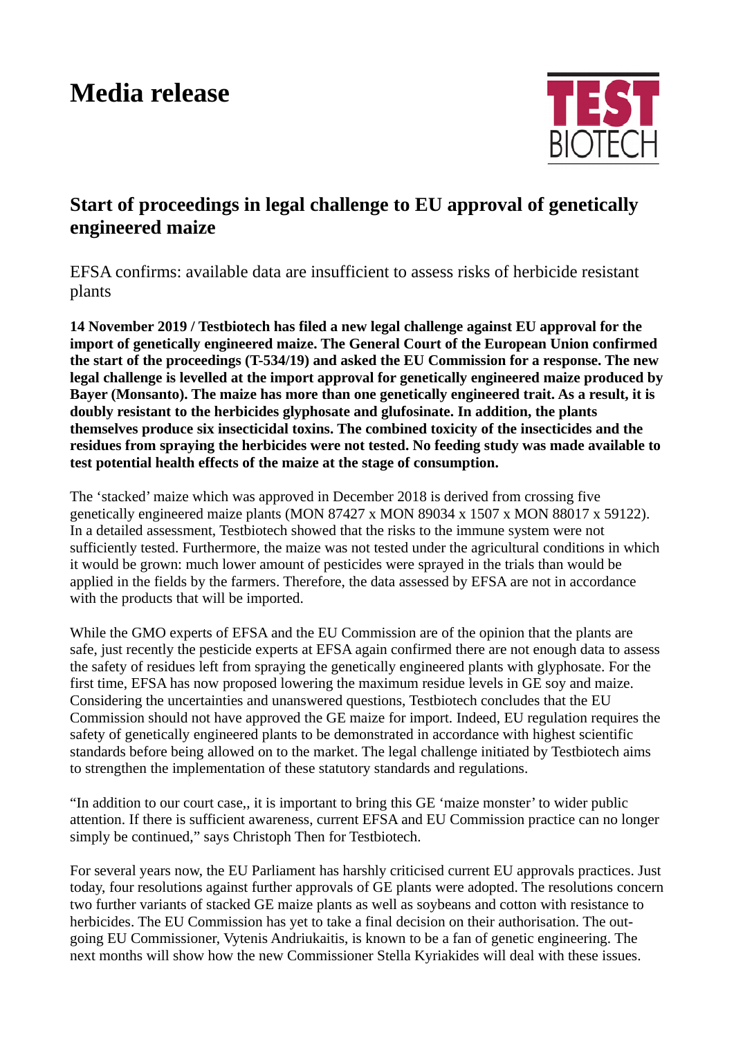# Media release

TEST BIOTECH

## Start of proceedings in legal challenge to EU approval of genetically engineered maize

EFSA confirms: available data are insufficient to assess risks of herbicide resistant plants

**14 November 2019 / Testbiotech has filed a new legal challenge against EU approval for the import of genetically engineered maize. The General Court of the European Union confirmed the start of the proceedings (T-534/19) and asked the EU Commission for a response. The new legal challenge is levelled at the import approval for genetically engineered maize produced by Bayer (Monsanto). The maize has more than one genetically engineered trait. As a result, it is doubly resistant to the herbicides glyphosate and glufosinate. In addition, the plants themselves produce six insecticidal toxins. The combined toxicity of the insecticides and the residues from spraying the herbicides were not tested. No feeding study was made available to test potential health effects of the maize at the stage of consumption.**

The 'stacked' maize which was approved in December 2018 is derived from crossing five genetically engineered maize plants (MON 87427 x MON 89034 x 1507 x MON 88017 x 59122). In a detailed assessment, Testbiotech showed that the risks to the immune system were not sufficiently tested. Furthermore, the maize was not tested under the agricultural conditions in which it would be grown: much lower amount of pesticides were sprayed in the trials than would be applied in the fields by the farmers. Therefore, the data assessed by EFSA are not in accordance with the products that will be imported.

While the GMO experts of EFSA and the EU Commission are of the opinion that the plants are safe, just recently the pesticide experts at EFSA again confirmed there are not enough data to assess the safety of residues left from spraying the genetically engineered plants with glyphosate. For the first time, EFSA has now proposed lowering the maximum residue levels in GE soy and maize. Considering the uncertainties and unanswered questions, Testbiotech concludes that the EU Commission should not have approved the GE maize for import. Indeed, EU regulation requires the safety of genetically engineered plants to be demonstrated in accordance with highest scientific standards before being allowed on to the market. The legal challenge initiated by Testbiotech aims to strengthen the implementation of these statutory standards and regulations.

"In addition to our court case,, it is important to bring this GE 'maize monster' to wider public attention. If there is sufficient awareness, current EFSA and EU Commission practice can no longer simply be continued," says Christoph Then for Testbiotech.

For several years now, the EU Parliament has harshly criticised current EU approvals practices. Just today, four resolutions against further approvals of GE plants were adopted. The resolutions concern two further variants of stacked GE maize plants as well as soybeans and cotton with resistance to herbicides. The EU Commission has yet to take a final decision on their authorisation. The out-going EU Commissioner, Vytenis Andriukaitis, is known to be a fan of genetic engineering. The next months will show how the new Commissioner Stella Kyriakides will deal with these issues.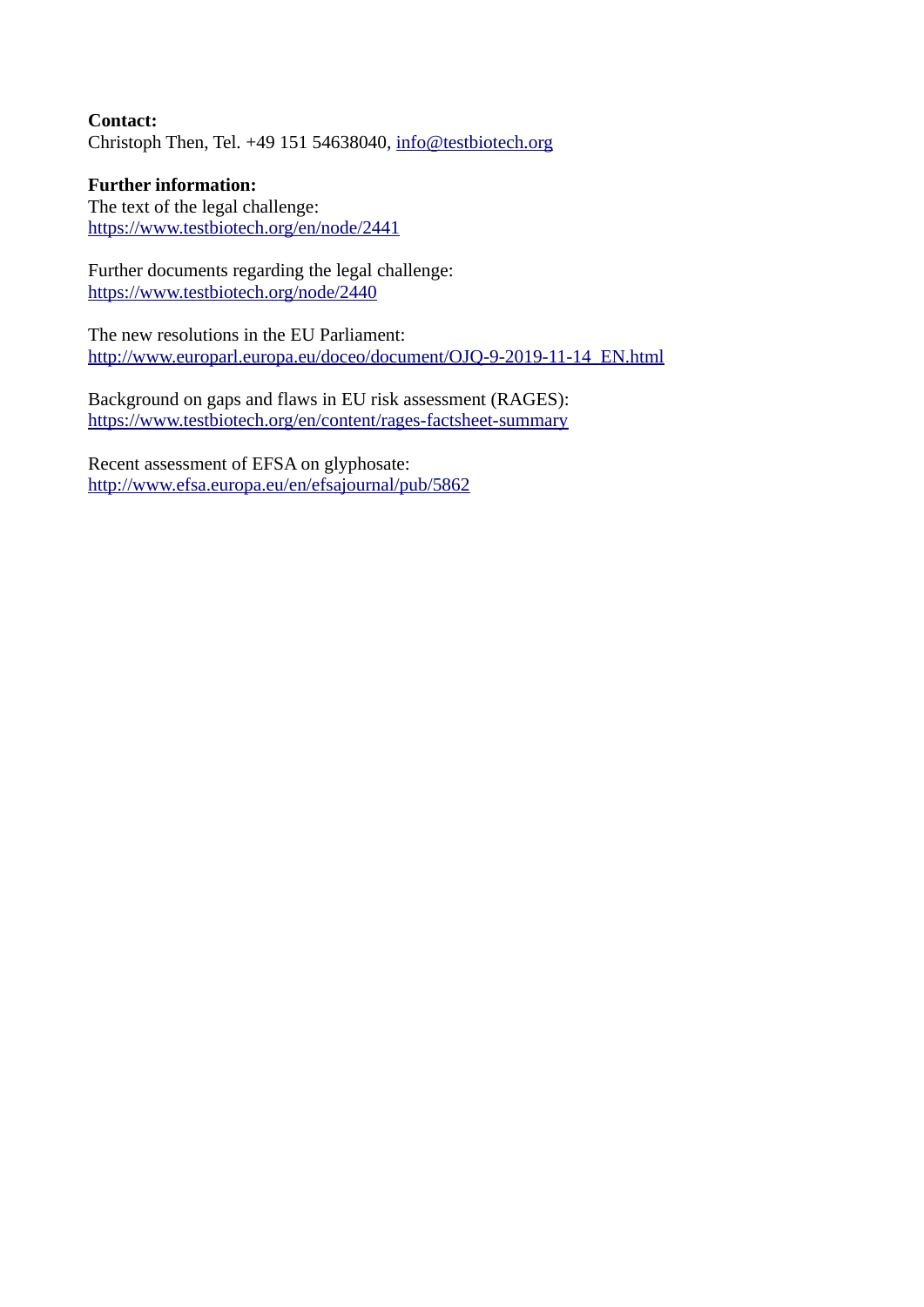**Contact:**
Christoph Then, Tel. +49 151 54638040, info@testbiotech.org

**Further information:**
The text of the legal challenge:
https://www.testbiotech.org/en/node/2441

Further documents regarding the legal challenge:
https://www.testbiotech.org/node/2440

The new resolutions in the EU Parliament:
http://www.europarl.europa.eu/doceo/document/OJQ-9-2019-11-14_EN.html

Background on gaps and flaws in EU risk assessment (RAGES):
https://www.testbiotech.org/en/content/rages-factsheet-summary

Recent assessment of EFSA on glyphosate:
http://www.efsa.europa.eu/en/efsajournal/pub/5862